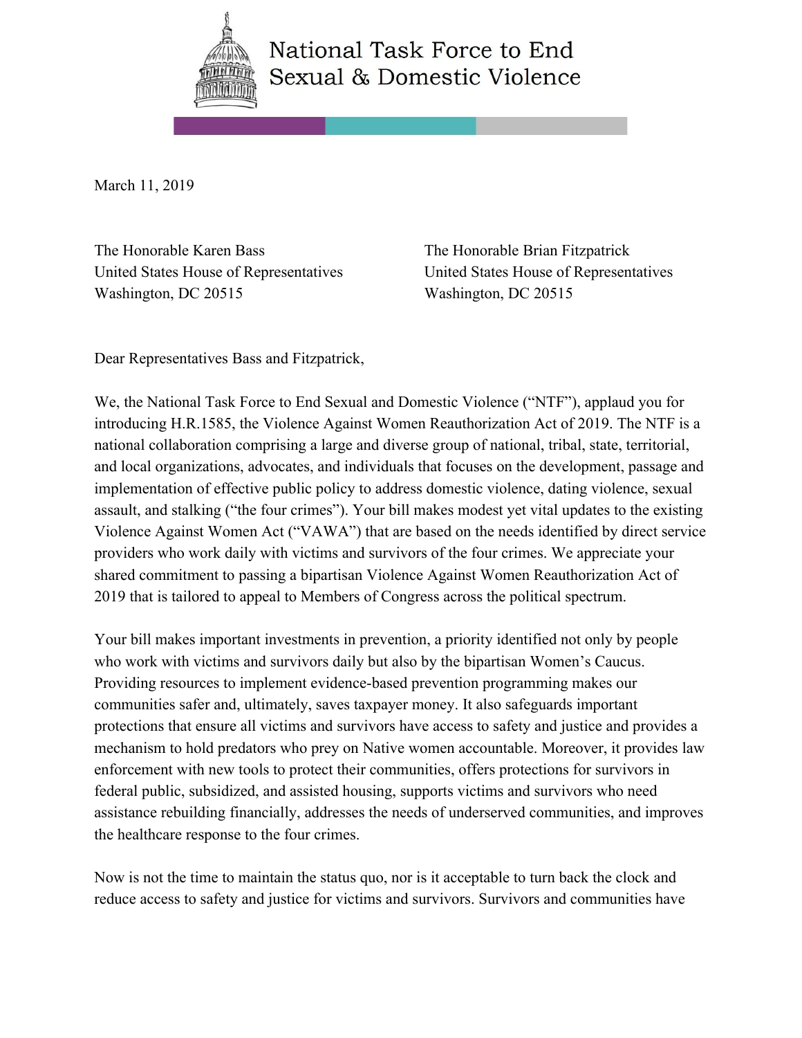# National Task Force to End Sexual & Domestic Violence

March 11, 2019

The Honorable Karen Bass
United States House of Representatives
Washington, DC 20515

The Honorable Brian Fitzpatrick
United States House of Representatives
Washington, DC 20515

Dear Representatives Bass and Fitzpatrick,

We, the National Task Force to End Sexual and Domestic Violence ("NTF"), applaud you for introducing H.R.1585, the Violence Against Women Reauthorization Act of 2019. The NTF is a national collaboration comprising a large and diverse group of national, tribal, state, territorial, and local organizations, advocates, and individuals that focuses on the development, passage and implementation of effective public policy to address domestic violence, dating violence, sexual assault, and stalking ("the four crimes"). Your bill makes modest yet vital updates to the existing Violence Against Women Act ("VAWA") that are based on the needs identified by direct service providers who work daily with victims and survivors of the four crimes. We appreciate your shared commitment to passing a bipartisan Violence Against Women Reauthorization Act of 2019 that is tailored to appeal to Members of Congress across the political spectrum.

Your bill makes important investments in prevention, a priority identified not only by people who work with victims and survivors daily but also by the bipartisan Women's Caucus. Providing resources to implement evidence-based prevention programming makes our communities safer and, ultimately, saves taxpayer money. It also safeguards important protections that ensure all victims and survivors have access to safety and justice and provides a mechanism to hold predators who prey on Native women accountable. Moreover, it provides law enforcement with new tools to protect their communities, offers protections for survivors in federal public, subsidized, and assisted housing, supports victims and survivors who need assistance rebuilding financially, addresses the needs of underserved communities, and improves the healthcare response to the four crimes.

Now is not the time to maintain the status quo, nor is it acceptable to turn back the clock and reduce access to safety and justice for victims and survivors. Survivors and communities have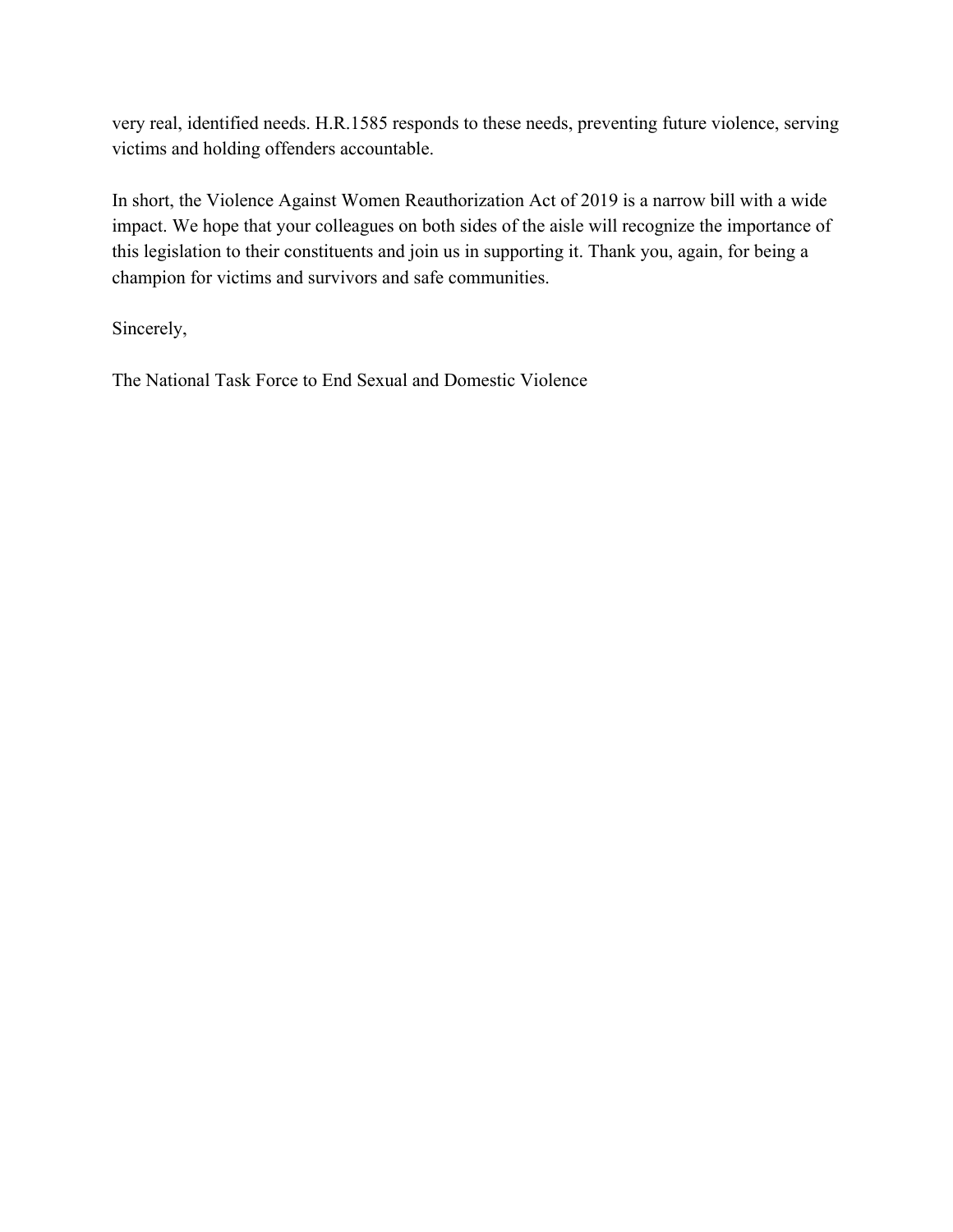very real, identified needs. H.R.1585 responds to these needs, preventing future violence, serving victims and holding offenders accountable.

In short, the Violence Against Women Reauthorization Act of 2019 is a narrow bill with a wide impact. We hope that your colleagues on both sides of the aisle will recognize the importance of this legislation to their constituents and join us in supporting it. Thank you, again, for being a champion for victims and survivors and safe communities.

Sincerely,

The National Task Force to End Sexual and Domestic Violence